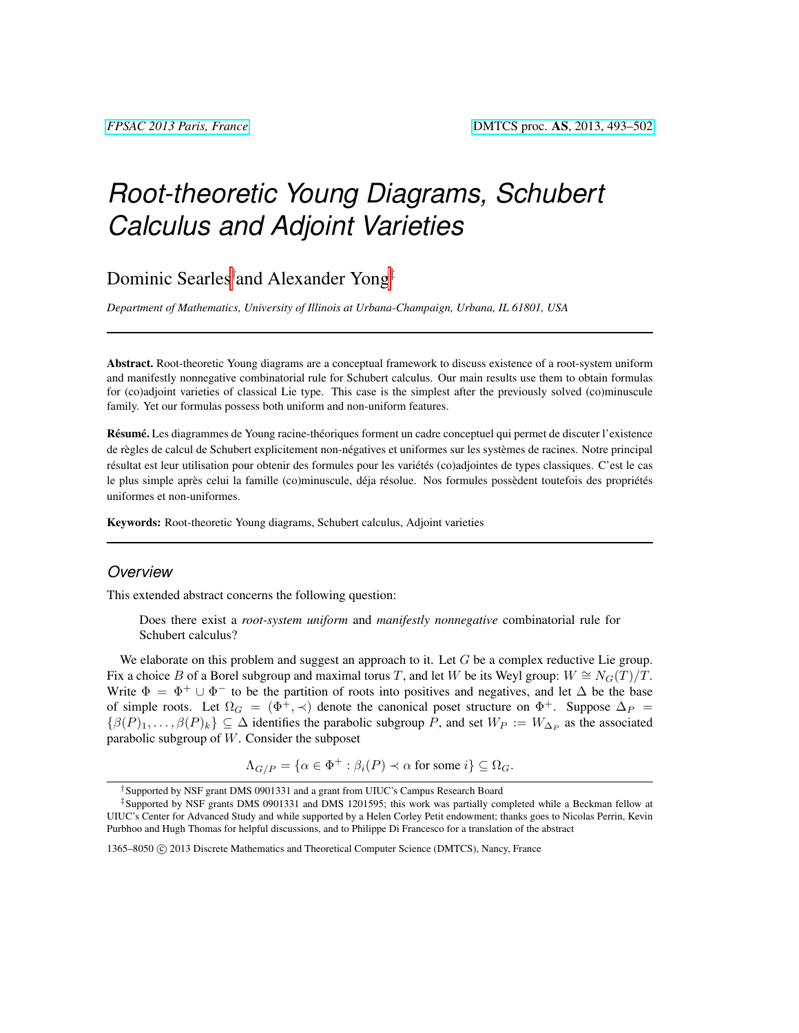# Root-theoretic Young Diagrams, Schubert Calculus and Adjoint Varieties

Dominic Searles[†] and Alexander Yong[‡]

*Department of Mathematics, University of Illinois at Urbana-Champaign, Urbana, IL 61801, USA*

---

**Abstract.** Root-theoretic Young diagrams are a conceptual framework to discuss existence of a root-system uniform and manifestly nonnegative combinatorial rule for Schubert calculus. Our main results use them to obtain formulas for (co)adjoint varieties of classical Lie type. This case is the simplest after the previously solved (co)minuscule family. Yet our formulas possess both uniform and non-uniform features.

**Résumé.** Les diagrammes de Young racine-théoriques forment un cadre conceptuel qui permet de discuter l'existence de règles de calcul de Schubert explicitement non-négatives et uniformes sur les systèmes de racines. Notre principal résultat est leur utilisation pour obtenir des formules pour les variétés (co)adjointes de types classiques. C'est le cas le plus simple après celui la famille (co)minuscule, déja résolue. Nos formules possèdent toutefois des propriétés uniformes et non-uniformes.

**Keywords:** Root-theoretic Young diagrams, Schubert calculus, Adjoint varieties

---

## Overview

This extended abstract concerns the following question:

> Does there exist a *root-system uniform* and *manifestly nonnegative* combinatorial rule for Schubert calculus?

We elaborate on this problem and suggest an approach to it. Let $G$ be a complex reductive Lie group. Fix a choice $B$ of a Borel subgroup and maximal torus $T$, and let $W$ be its Weyl group: $W \cong N_G(T)/T$. Write $\Phi = \Phi^+ \cup \Phi^-$ to be the partition of roots into positives and negatives, and let $\Delta$ be the base of simple roots. Let $\Omega_G = (\Phi^+, \prec)$ denote the canonical poset structure on $\Phi^+$. Suppose $\Delta_P = \{\beta(P)_1, \ldots, \beta(P)_k\} \subseteq \Delta$ identifies the parabolic subgroup $P$, and set $W_P := W_{\Delta_P}$ as the associated parabolic subgroup of $W$. Consider the subposet

$$\Lambda_{G/P} = \{\alpha \in \Phi^+ : \beta_i(P) \prec \alpha \text{ for some } i\} \subseteq \Omega_G.$$

---

[†] Supported by NSF grant DMS 0901331 and a grant from UIUC's Campus Research Board

[‡] Supported by NSF grants DMS 0901331 and DMS 1201595; this work was partially completed while a Beckman fellow at UIUC's Center for Advanced Study and while supported by a Helen Corley Petit endowment; thanks goes to Nicolas Perrin, Kevin Purbhoo and Hugh Thomas for helpful discussions, and to Philippe Di Francesco for a translation of the abstract

1365–8050 © 2013 Discrete Mathematics and Theoretical Computer Science (DMTCS), Nancy, France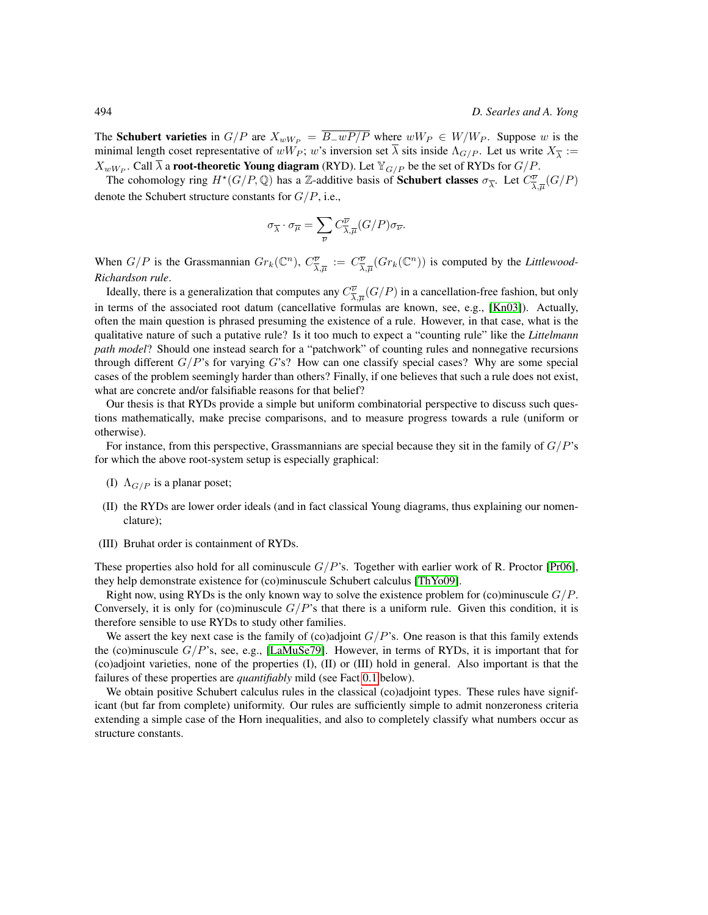The **Schubert varieties** in $G/P$ are $X_{wW_P} = \overline{B_{-}wP/P}$ where $wW_P \in W/W_P$. Suppose $w$ is the minimal length coset representative of $wW_P$; $w$'s inversion set $\overline{\lambda}$ sits inside $\Lambda_{G/P}$. Let us write $X_{\overline{\lambda}} := X_{wW_P}$. Call $\overline{\lambda}$ a **root-theoretic Young diagram** (RYD). Let $\mathbb{Y}_{G/P}$ be the set of RYDs for $G/P$.

The cohomology ring $H^{\star}(G/P, \mathbb{Q})$ has a $\mathbb{Z}$-additive basis of **Schubert classes** $\sigma_{\overline{\lambda}}$. Let $C_{\overline{\lambda},\overline{\mu}}^{\overline{\nu}}(G/P)$ denote the Schubert structure constants for $G/P$, i.e.,

$$\sigma_{\overline{\lambda}} \cdot \sigma_{\overline{\mu}} = \sum_{\overline{\nu}} C_{\overline{\lambda},\overline{\mu}}^{\overline{\nu}}(G/P)\sigma_{\overline{\nu}}.$$

When $G/P$ is the Grassmannian $Gr_k(\mathbb{C}^n)$, $C_{\overline{\lambda},\overline{\mu}}^{\overline{\nu}} := C_{\overline{\lambda},\overline{\mu}}^{\overline{\nu}}(Gr_k(\mathbb{C}^n))$ is computed by the *Littlewood-Richardson rule*.

Ideally, there is a generalization that computes any $C_{\overline{\lambda},\overline{\mu}}^{\overline{\nu}}(G/P)$ in a cancellation-free fashion, but only in terms of the associated root datum (cancellative formulas are known, see, e.g., [Kn03]). Actually, often the main question is phrased presuming the existence of a rule. However, in that case, what is the qualitative nature of such a putative rule? Is it too much to expect a "counting rule" like the *Littelmann path model*? Should one instead search for a "patchwork" of counting rules and nonnegative recursions through different $G/P$'s for varying $G$'s? How can one classify special cases? Why are some special cases of the problem seemingly harder than others? Finally, if one believes that such a rule does not exist, what are concrete and/or falsifiable reasons for that belief?

Our thesis is that RYDs provide a simple but uniform combinatorial perspective to discuss such questions mathematically, make precise comparisons, and to measure progress towards a rule (uniform or otherwise).

For instance, from this perspective, Grassmannians are special because they sit in the family of $G/P$'s for which the above root-system setup is especially graphical:

(I) $\Lambda_{G/P}$ is a planar poset;

(II) the RYDs are lower order ideals (and in fact classical Young diagrams, thus explaining our nomenclature);

(III) Bruhat order is containment of RYDs.

These properties also hold for all cominuscule $G/P$'s. Together with earlier work of R. Proctor [Pr06], they help demonstrate existence for (co)minuscule Schubert calculus [ThYo09].

Right now, using RYDs is the only known way to solve the existence problem for (co)minuscule $G/P$. Conversely, it is only for (co)minuscule $G/P$'s that there is a uniform rule. Given this condition, it is therefore sensible to use RYDs to study other families.

We assert the key next case is the family of (co)adjoint $G/P$'s. One reason is that this family extends the (co)minuscule $G/P$'s, see, e.g., [LaMuSe79]. However, in terms of RYDs, it is important that for (co)adjoint varieties, none of the properties (I), (II) or (III) hold in general. Also important is that the failures of these properties are *quantifiably* mild (see Fact 0.1 below).

We obtain positive Schubert calculus rules in the classical (co)adjoint types. These rules have significant (but far from complete) uniformity. Our rules are sufficiently simple to admit nonzeroness criteria extending a simple case of the Horn inequalities, and also to completely classify what numbers occur as structure constants.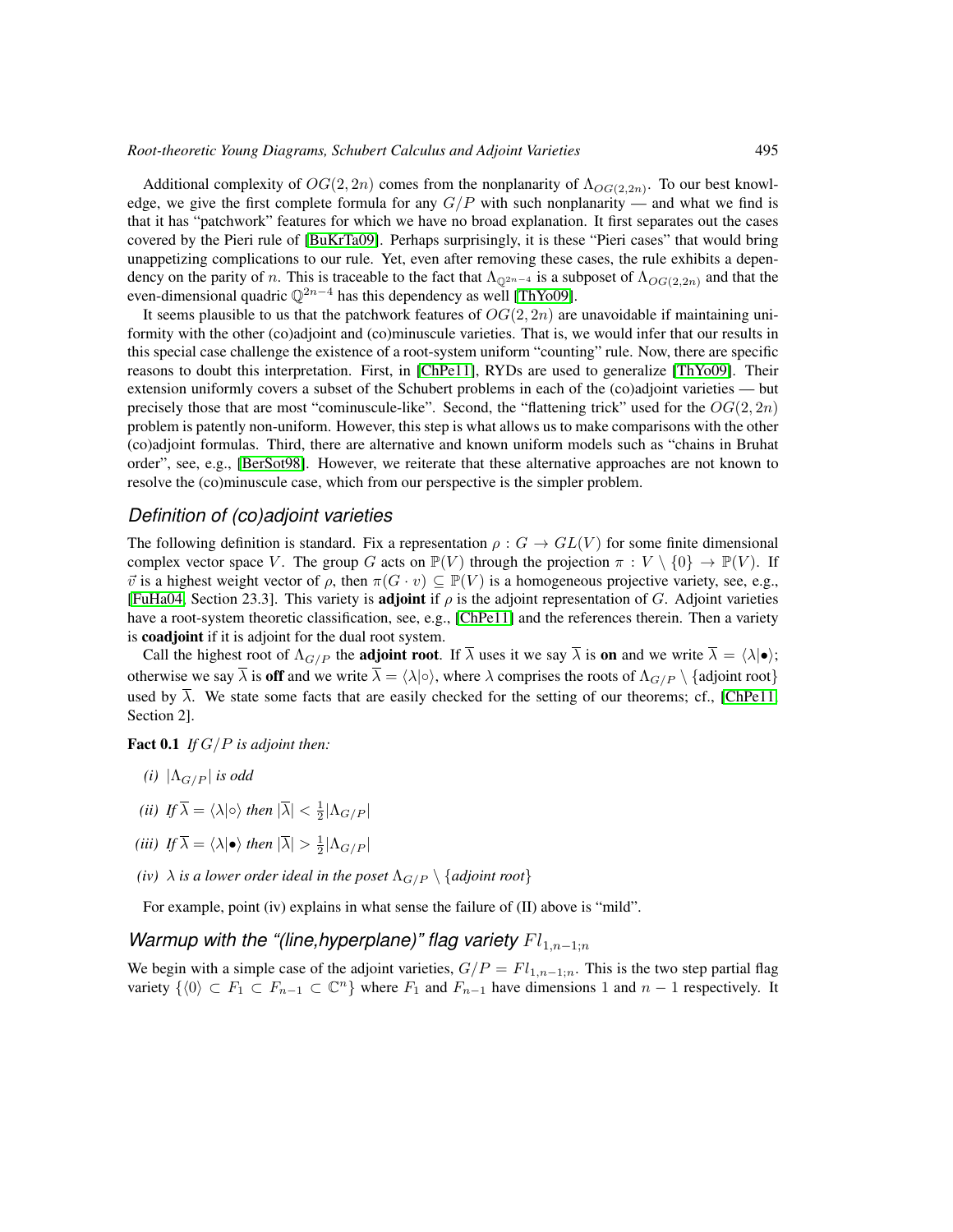Additional complexity of $OG(2, 2n)$ comes from the nonplanarity of $\Lambda_{OG(2,2n)}$. To our best knowledge, we give the first complete formula for any $G/P$ with such nonplanarity — and what we find is that it has "patchwork" features for which we have no broad explanation. It first separates out the cases covered by the Pieri rule of [BuKrTa09]. Perhaps surprisingly, it is these "Pieri cases" that would bring unappetizing complications to our rule. Yet, even after removing these cases, the rule exhibits a dependency on the parity of $n$. This is traceable to the fact that $\Lambda_{\mathbb{Q}^{2n-4}}$ is a subposet of $\Lambda_{OG(2,2n)}$ and that the even-dimensional quadric $\mathbb{Q}^{2n-4}$ has this dependency as well [ThYo09].

It seems plausible to us that the patchwork features of $OG(2, 2n)$ are unavoidable if maintaining uniformity with the other (co)adjoint and (co)minuscule varieties. That is, we would infer that our results in this special case challenge the existence of a root-system uniform "counting" rule. Now, there are specific reasons to doubt this interpretation. First, in [ChPe11], RYDs are used to generalize [ThYo09]. Their extension uniformly covers a subset of the Schubert problems in each of the (co)adjoint varieties — but precisely those that are most "cominuscule-like". Second, the "flattening trick" used for the $OG(2, 2n)$ problem is patently non-uniform. However, this step is what allows us to make comparisons with the other (co)adjoint formulas. Third, there are alternative and known uniform models such as "chains in Bruhat order", see, e.g., [BerSot98]. However, we reiterate that these alternative approaches are not known to resolve the (co)minuscule case, which from our perspective is the simpler problem.

## Definition of (co)adjoint varieties

The following definition is standard. Fix a representation $\rho : G \to GL(V)$ for some finite dimensional complex vector space $V$. The group $G$ acts on $\mathbb{P}(V)$ through the projection $\pi : V \setminus \{0\} \to \mathbb{P}(V)$. If $\vec{v}$ is a highest weight vector of $\rho$, then $\pi(G \cdot v) \subseteq \mathbb{P}(V)$ is a homogeneous projective variety, see, e.g., [FuHa04, Section 23.3]. This variety is **adjoint** if $\rho$ is the adjoint representation of $G$. Adjoint varieties have a root-system theoretic classification, see, e.g., [ChPe11] and the references therein. Then a variety is **coadjoint** if it is adjoint for the dual root system.

Call the highest root of $\Lambda_{G/P}$ the **adjoint root**. If $\overline{\lambda}$ uses it we say $\overline{\lambda}$ is **on** and we write $\overline{\lambda} = \langle \lambda | \bullet \rangle$; otherwise we say $\overline{\lambda}$ is **off** and we write $\overline{\lambda} = \langle \lambda | \circ \rangle$, where $\lambda$ comprises the roots of $\Lambda_{G/P} \setminus \{\text{adjoint root}\}$ used by $\overline{\lambda}$. We state some facts that are easily checked for the setting of our theorems; cf., [ChPe11, Section 2].

**Fact 0.1** *If $G/P$ is adjoint then:*

- *(i)* $|\Lambda_{G/P}|$ *is odd*
- *(ii) If* $\overline{\lambda} = \langle \lambda | \circ \rangle$ *then* $|\overline{\lambda}| < \frac{1}{2}|\Lambda_{G/P}|$
- *(iii) If* $\overline{\lambda} = \langle \lambda | \bullet \rangle$ *then* $|\overline{\lambda}| > \frac{1}{2}|\Lambda_{G/P}|$
- *(iv)* $\lambda$ *is a lower order ideal in the poset* $\Lambda_{G/P} \setminus \{\textit{adjoint root}\}$

For example, point (iv) explains in what sense the failure of (II) above is "mild".

## Warmup with the "(line,hyperplane)" flag variety $Fl_{1,n-1;n}$

We begin with a simple case of the adjoint varieties, $G/P = Fl_{1,n-1;n}$. This is the two step partial flag variety $\{\langle 0 \rangle \subset F_1 \subset F_{n-1} \subset \mathbb{C}^n\}$ where $F_1$ and $F_{n-1}$ have dimensions 1 and $n-1$ respectively. It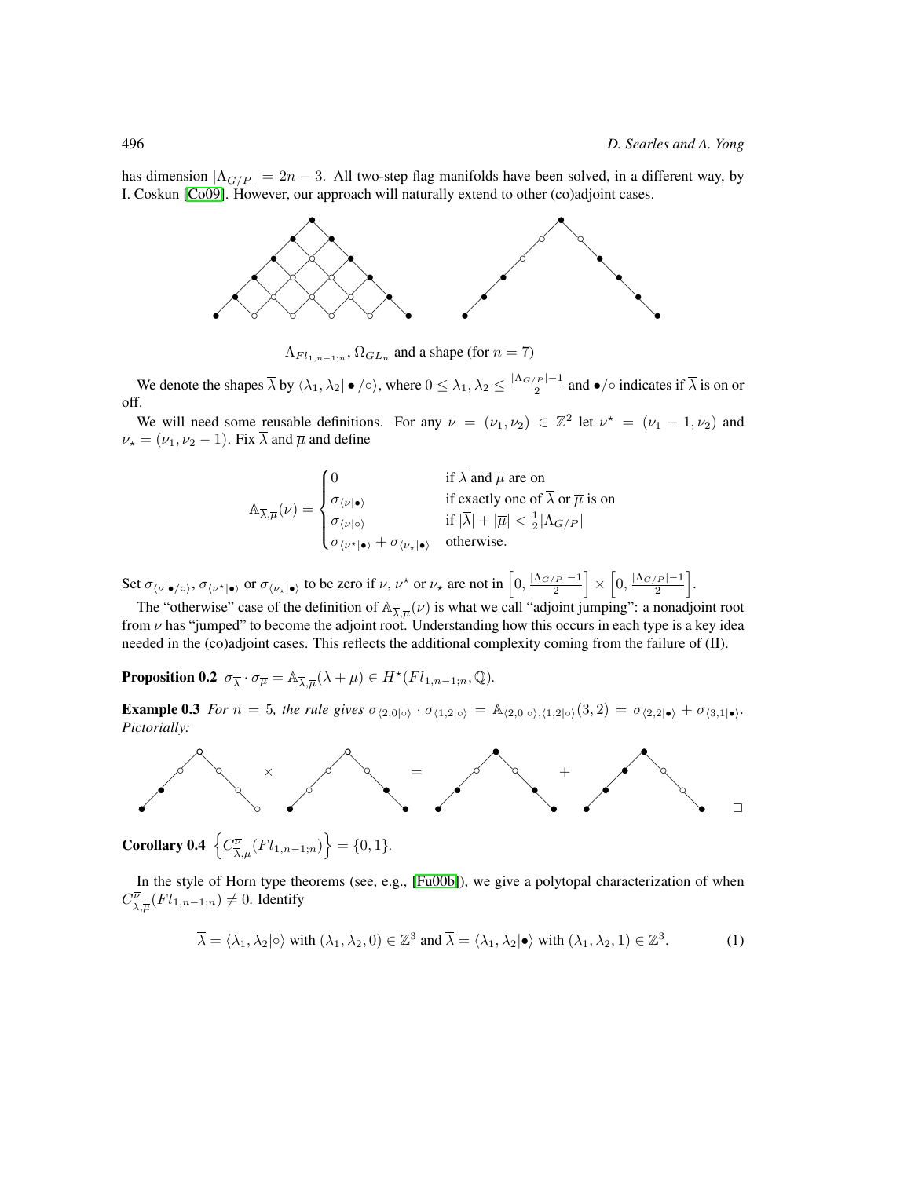has dimension $|\Lambda_{G/P}| = 2n-3$. All two-step flag manifolds have been solved, in a different way, by I. Coskun [Co09]. However, our approach will naturally extend to other (co)adjoint cases.

$\Lambda_{Fl_{1,n-1;n}}, \Omega_{GL_n}$ and a shape (for $n=7$)

We denote the shapes $\overline{\lambda}$ by $\langle \lambda_1, \lambda_2 | \bullet/\circ\rangle$, where $0 \leq \lambda_1, \lambda_2 \leq \frac{|\Lambda_{G/P}|-1}{2}$ and $\bullet/\circ$ indicates if $\overline{\lambda}$ is on or off.

We will need some reusable definitions. For any $\nu = (\nu_1, \nu_2) \in \mathbb{Z}^2$ let $\nu^\star = (\nu_1 - 1, \nu_2)$ and $\nu_\star = (\nu_1, \nu_2 - 1)$. Fix $\overline{\lambda}$ and $\overline{\mu}$ and define

$$\mathbb{A}_{\overline{\lambda},\overline{\mu}}(\nu) = \begin{cases} 0 & \text{if } \overline{\lambda} \text{ and } \overline{\mu} \text{ are on} \\ \sigma_{\langle \nu|\bullet\rangle} & \text{if exactly one of } \overline{\lambda} \text{ or } \overline{\mu} \text{ is on} \\ \sigma_{\langle \nu|\circ\rangle} & \text{if } |\overline{\lambda}| + |\overline{\mu}| < \frac{1}{2}|\Lambda_{G/P}| \\ \sigma_{\langle \nu^\star|\bullet\rangle} + \sigma_{\langle \nu_\star|\bullet\rangle} & \text{otherwise.} \end{cases}$$

Set $\sigma_{\langle \nu|\bullet/\circ\rangle}$, $\sigma_{\langle \nu^\star|\bullet\rangle}$ or $\sigma_{\langle \nu_\star|\bullet\rangle}$ to be zero if $\nu$, $\nu^\star$ or $\nu_\star$ are not in $\left[0, \frac{|\Lambda_{G/P}|-1}{2}\right] \times \left[0, \frac{|\Lambda_{G/P}|-1}{2}\right]$.

The "otherwise" case of the definition of $\mathbb{A}_{\overline{\lambda},\overline{\mu}}(\nu)$ is what we call "adjoint jumping": a nonadjoint root from $\nu$ has "jumped" to become the adjoint root. Understanding how this occurs in each type is a key idea needed in the (co)adjoint cases. This reflects the additional complexity coming from the failure of (II).

**Proposition 0.2** $\sigma_{\overline{\lambda}} \cdot \sigma_{\overline{\mu}} = \mathbb{A}_{\overline{\lambda},\overline{\mu}}(\lambda + \mu) \in H^\star(Fl_{1,n-1;n}, \mathbb{Q})$.

**Example 0.3** *For $n=5$, the rule gives $\sigma_{\langle 2,0|\circ\rangle} \cdot \sigma_{\langle 1,2|\circ\rangle} = \mathbb{A}_{\langle 2,0|\circ\rangle,\langle 1,2|\circ\rangle}(3,2) = \sigma_{\langle 2,2|\bullet\rangle} + \sigma_{\langle 3,1|\bullet\rangle}$. Pictorially:* □

**Corollary 0.4** $\left\{ C_{\overline{\lambda},\overline{\mu}}^{\overline{\nu}}(Fl_{1,n-1;n}) \right\} = \{0, 1\}$.

In the style of Horn type theorems (see, e.g., [Fu00b]), we give a polytopal characterization of when $C_{\overline{\lambda},\overline{\mu}}^{\overline{\nu}}(Fl_{1,n-1;n}) \neq 0$. Identify

$$\overline{\lambda} = \langle \lambda_1, \lambda_2 | \circ\rangle \text{ with } (\lambda_1, \lambda_2, 0) \in \mathbb{Z}^3 \text{ and } \overline{\lambda} = \langle \lambda_1, \lambda_2 | \bullet\rangle \text{ with } (\lambda_1, \lambda_2, 1) \in \mathbb{Z}^3. \quad (1)$$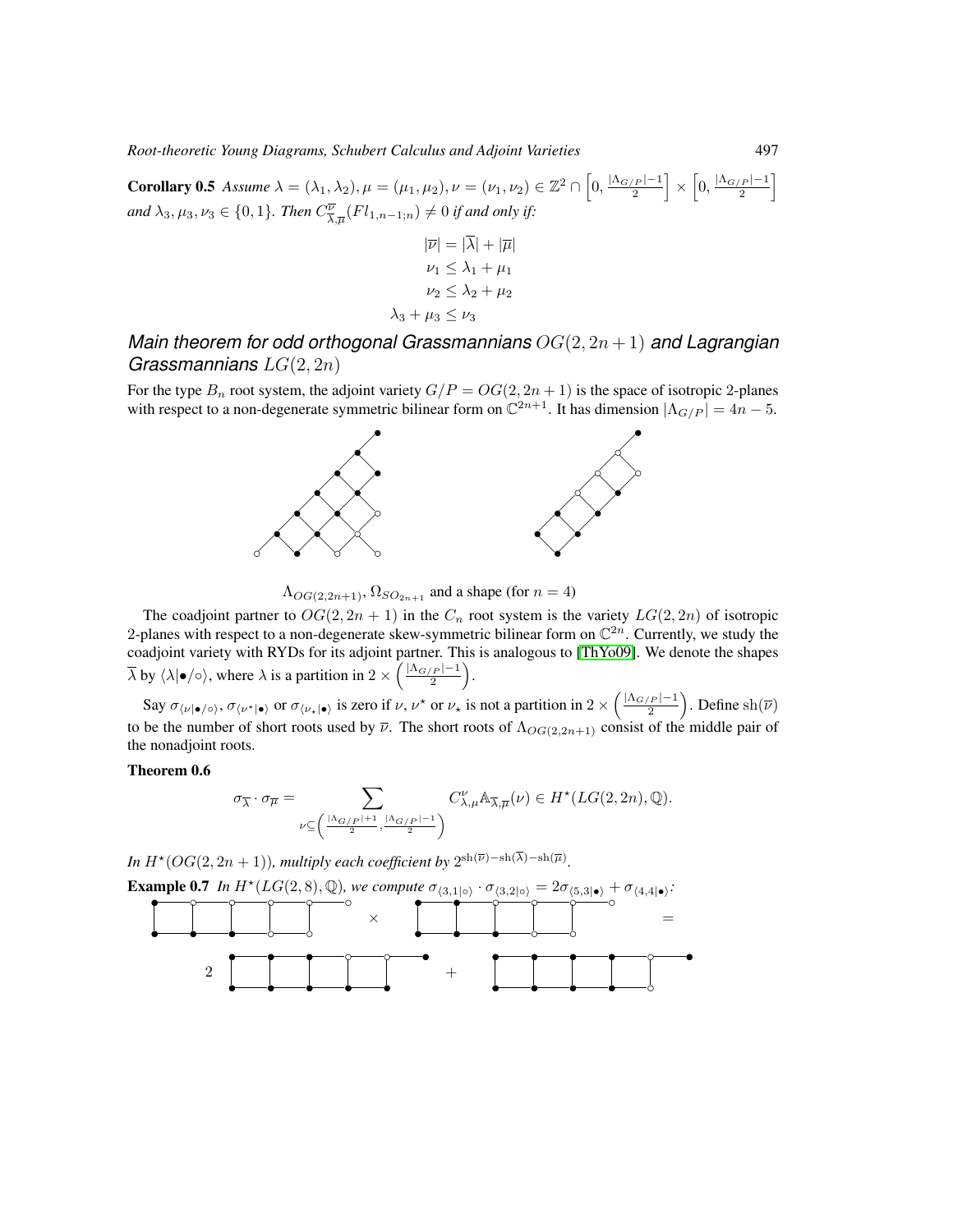**Corollary 0.5** *Assume $\lambda = (\lambda_1, \lambda_2), \mu = (\mu_1, \mu_2), \nu = (\nu_1, \nu_2) \in \mathbb{Z}^2 \cap \left[0, \frac{|\Lambda_{G/P}|-1}{2}\right] \times \left[0, \frac{|\Lambda_{G/P}|-1}{2}\right]$ and $\lambda_3, \mu_3, \nu_3 \in \{0, 1\}$. Then $C^{\overline{\nu}}_{\overline{\lambda},\overline{\mu}}(Fl_{1,n-1;n}) \neq 0$ if and only if:*

$$
\begin{aligned}
|\overline{\nu}| &= |\overline{\lambda}| + |\overline{\mu}| \\
\nu_1 &\leq \lambda_1 + \mu_1 \\
\nu_2 &\leq \lambda_2 + \mu_2 \\
\lambda_3 + \mu_3 &\leq \nu_3
\end{aligned}
$$

## *Main theorem for odd orthogonal Grassmannians $OG(2, 2n+1)$ and Lagrangian Grassmannians $LG(2, 2n)$*

For the type $B_n$ root system, the adjoint variety $G/P = OG(2, 2n+1)$ is the space of isotropic 2-planes with respect to a non-degenerate symmetric bilinear form on $\mathbb{C}^{2n+1}$. It has dimension $|\Lambda_{G/P}| = 4n - 5$.

$\Lambda_{OG(2,2n+1)}$, $\Omega_{SO_{2n+1}}$ and a shape (for $n = 4$)

The coadjoint partner to $OG(2, 2n+1)$ in the $C_n$ root system is the variety $LG(2, 2n)$ of isotropic 2-planes with respect to a non-degenerate skew-symmetric bilinear form on $\mathbb{C}^{2n}$. Currently, we study the coadjoint variety with RYDs for its adjoint partner. This is analogous to [ThYo09]. We denote the shapes $\overline{\lambda}$ by $\langle \lambda | \bullet / \circ \rangle$, where $\lambda$ is a partition in $2 \times \left( \frac{|\Lambda_{G/P}|-1}{2} \right)$.

Say $\sigma_{\langle \nu | \bullet / \circ \rangle}, \sigma_{\langle \nu^\star | \bullet \rangle}$ or $\sigma_{\langle \nu_\star | \bullet \rangle}$ is zero if $\nu$, $\nu^\star$ or $\nu_\star$ is not a partition in $2 \times \left( \frac{|\Lambda_{G/P}|-1}{2} \right)$. Define $\mathrm{sh}(\overline{\nu})$ to be the number of short roots used by $\overline{\nu}$. The short roots of $\Lambda_{OG(2,2n+1)}$ consist of the middle pair of the nonadjoint roots.

**Theorem 0.6**

$$
\sigma_{\overline{\lambda}} \cdot \sigma_{\overline{\mu}} = \sum_{\nu \subseteq \left( \frac{|\Lambda_{G/P}|+1}{2}, \frac{|\Lambda_{G/P}|-1}{2} \right)} C^{\nu}_{\lambda,\mu} \mathbb{A}_{\overline{\lambda},\overline{\mu}}(\nu) \in H^\star(LG(2, 2n), \mathbb{Q}).
$$

*In $H^\star(OG(2, 2n+1))$, multiply each coefficient by $2^{\mathrm{sh}(\overline{\nu}) - \mathrm{sh}(\overline{\lambda}) - \mathrm{sh}(\overline{\mu})}$.*

**Example 0.7** *In $H^\star(LG(2, 8), \mathbb{Q})$, we compute $\sigma_{\langle 3,1|\circ \rangle} \cdot \sigma_{\langle 3,2|\circ \rangle} = 2\sigma_{\langle 5,3|\bullet \rangle} + \sigma_{\langle 4,4|\bullet \rangle}$:*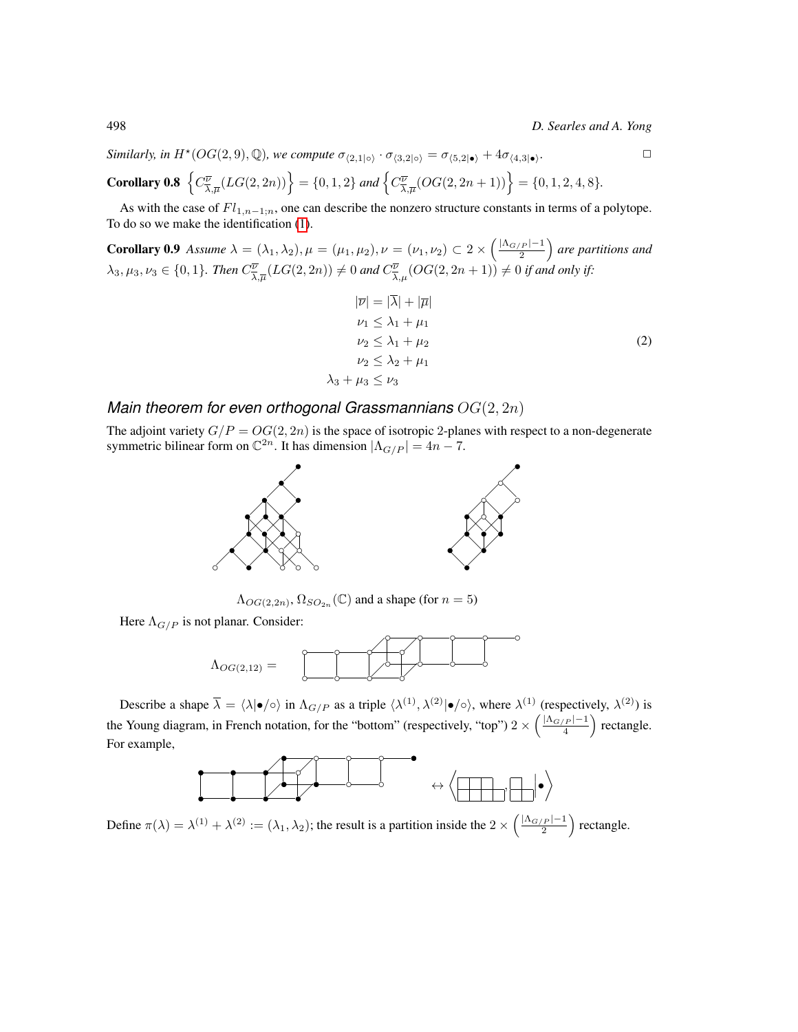*Similarly, in $H^\star(OG(2,9),\mathbb{Q})$, we compute $\sigma_{\langle 2,1|\circ\rangle}\cdot\sigma_{\langle 3,2|\circ\rangle}=\sigma_{\langle 5,2|\bullet\rangle}+4\sigma_{\langle 4,3|\bullet\rangle}$.* □

**Corollary 0.8** $\left\{C_{\overline{\lambda},\overline{\mu}}^{\overline{\nu}}(LG(2,2n))\right\}=\{0,1,2\}$ *and* $\left\{C_{\overline{\lambda},\overline{\mu}}^{\overline{\nu}}(OG(2,2n+1))\right\}=\{0,1,2,4,8\}$.

As with the case of $Fl_{1,n-1;n}$, one can describe the nonzero structure constants in terms of a polytope. To do so we make the identification (1).

**Corollary 0.9** *Assume $\lambda=(\lambda_1,\lambda_2),\mu=(\mu_1,\mu_2),\nu=(\nu_1,\nu_2)\subset 2\times\left(\frac{|\Lambda_{G/P}|-1}{2}\right)$ are partitions and $\lambda_3,\mu_3,\nu_3\in\{0,1\}$. Then $C_{\overline{\lambda},\overline{\mu}}^{\overline{\nu}}(LG(2,2n))\neq 0$ and $C_{\overline{\lambda},\mu}^{\overline{\nu}}(OG(2,2n+1))\neq 0$ if and only if:*

$$
\begin{aligned}
|\overline{\nu}| &= |\overline{\lambda}|+|\overline{\mu}|\\
\nu_1 &\le \lambda_1+\mu_1\\
\nu_2 &\le \lambda_1+\mu_2\\
\nu_2 &\le \lambda_2+\mu_1\\
\lambda_3+\mu_3 &\le \nu_3
\end{aligned}
\tag{2}
$$

## *Main theorem for even orthogonal Grassmannians* $OG(2,2n)$

The adjoint variety $G/P=OG(2,2n)$ is the space of isotropic 2-planes with respect to a non-degenerate symmetric bilinear form on $\mathbb{C}^{2n}$. It has dimension $|\Lambda_{G/P}|=4n-7$.

$\Lambda_{OG(2,2n)}$, $\Omega_{SO_{2n}}(\mathbb{C})$ and a shape (for $n=5$)

Here $\Lambda_{G/P}$ is not planar. Consider:

$\Lambda_{OG(2,12)}=$

Describe a shape $\overline{\lambda}=\langle\lambda|\bullet/\circ\rangle$ in $\Lambda_{G/P}$ as a triple $\langle\lambda^{(1)},\lambda^{(2)}|\bullet/\circ\rangle$, where $\lambda^{(1)}$ (respectively, $\lambda^{(2)}$) is the Young diagram, in French notation, for the "bottom" (respectively, "top") $2\times\left(\frac{|\Lambda_{G/P}|-1}{4}\right)$ rectangle. For example,

Define $\pi(\lambda)=\lambda^{(1)}+\lambda^{(2)}:=(\lambda_1,\lambda_2)$; the result is a partition inside the $2\times\left(\frac{|\Lambda_{G/P}|-1}{2}\right)$ rectangle.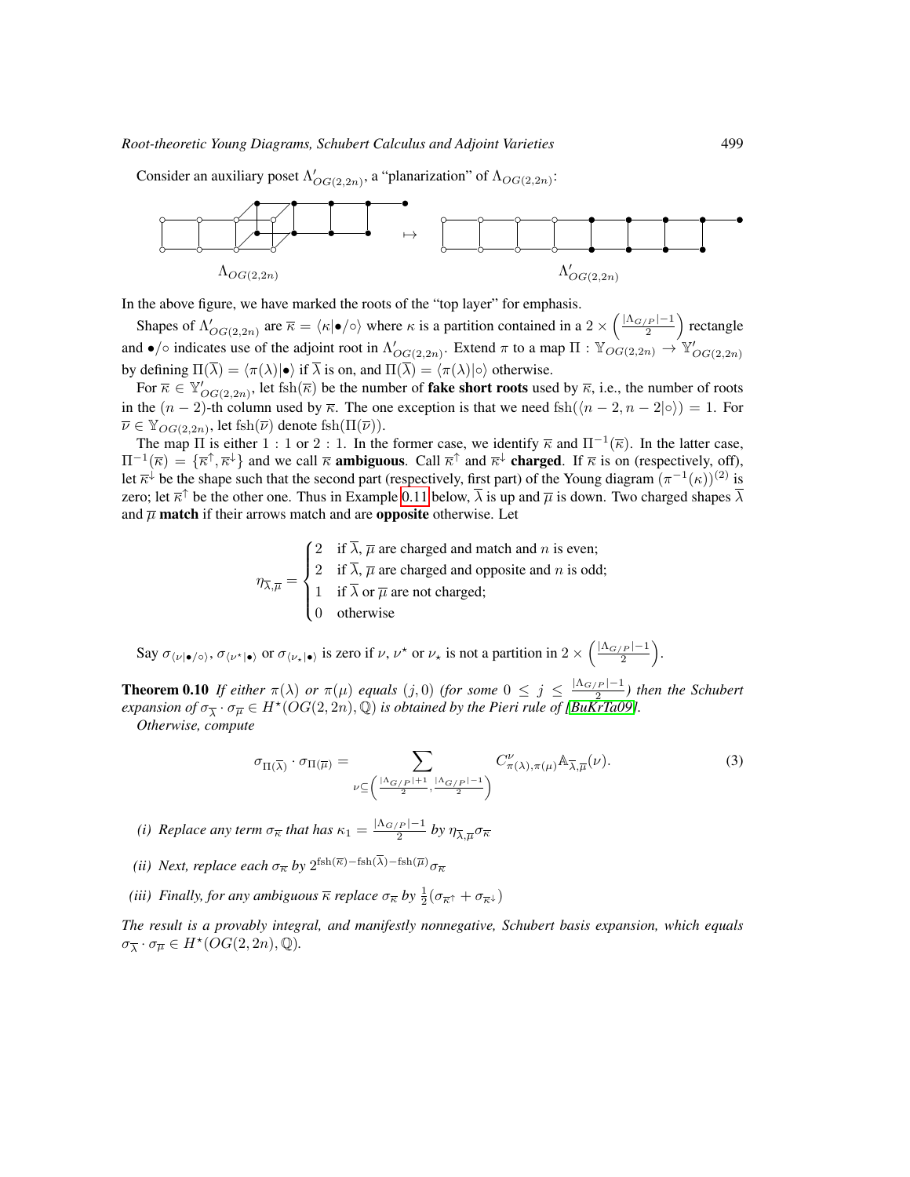Consider an auxiliary poset $\Lambda'_{OG(2,2n)}$, a "planarization" of $\Lambda_{OG(2,2n)}$:

$\Lambda_{OG(2,2n)}$ $\mapsto$ $\Lambda'_{OG(2,2n)}$

In the above figure, we have marked the roots of the "top layer" for emphasis.

Shapes of $\Lambda'_{OG(2,2n)}$ are $\overline{\kappa} = \langle \kappa | \bullet/\circ \rangle$ where $\kappa$ is a partition contained in a $2 \times \left(\frac{|\Lambda_{G/P}|-1}{2}\right)$ rectangle and $\bullet/\circ$ indicates use of the adjoint root in $\Lambda'_{OG(2,2n)}$. Extend $\pi$ to a map $\Pi : \mathbb{Y}_{OG(2,2n)} \to \mathbb{Y}'_{OG(2,2n)}$ by defining $\Pi(\overline{\lambda}) = \langle \pi(\lambda) | \bullet \rangle$ if $\overline{\lambda}$ is on, and $\Pi(\overline{\lambda}) = \langle \pi(\lambda) | \circ \rangle$ otherwise.

For $\overline{\kappa} \in \mathbb{Y}'_{OG(2,2n)}$, let $\mathrm{fsh}(\overline{\kappa})$ be the number of **fake short roots** used by $\overline{\kappa}$, i.e., the number of roots in the $(n-2)$-th column used by $\overline{\kappa}$. The one exception is that we need $\mathrm{fsh}(\langle n-2, n-2 | \circ \rangle) = 1$. For $\overline{\nu} \in \mathbb{Y}_{OG(2,2n)}$, let $\mathrm{fsh}(\overline{\nu})$ denote $\mathrm{fsh}(\Pi(\overline{\nu}))$.

The map $\Pi$ is either $1:1$ or $2:1$. In the former case, we identify $\overline{\kappa}$ and $\Pi^{-1}(\overline{\kappa})$. In the latter case, $\Pi^{-1}(\overline{\kappa}) = \{\overline{\kappa}^{\uparrow}, \overline{\kappa}^{\downarrow}\}$ and we call $\overline{\kappa}$ **ambiguous**. Call $\overline{\kappa}^{\uparrow}$ and $\overline{\kappa}^{\downarrow}$ **charged**. If $\overline{\kappa}$ is on (respectively, off), let $\overline{\kappa}^{\downarrow}$ be the shape such that the second part (respectively, first part) of the Young diagram $(\pi^{-1}(\kappa))^{(2)}$ is zero; let $\overline{\kappa}^{\uparrow}$ be the other one. Thus in Example 0.11 below, $\overline{\lambda}$ is up and $\overline{\mu}$ is down. Two charged shapes $\overline{\lambda}$ and $\overline{\mu}$ **match** if their arrows match and are **opposite** otherwise. Let

$$\eta_{\overline{\lambda},\overline{\mu}} = \begin{cases} 2 & \text{if } \overline{\lambda}, \overline{\mu} \text{ are charged and match and } n \text{ is even;} \\ 2 & \text{if } \overline{\lambda}, \overline{\mu} \text{ are charged and opposite and } n \text{ is odd;} \\ 1 & \text{if } \overline{\lambda} \text{ or } \overline{\mu} \text{ are not charged;} \\ 0 & \text{otherwise} \end{cases}$$

Say $\sigma_{\langle \nu | \bullet/\circ \rangle}$, $\sigma_{\langle \nu^{\star} | \bullet \rangle}$ or $\sigma_{\langle \nu_{\star} | \bullet \rangle}$ is zero if $\nu$, $\nu^{\star}$ or $\nu_{\star}$ is not a partition in $2 \times \left(\frac{|\Lambda_{G/P}|-1}{2}\right)$.

**Theorem 0.10** *If either $\pi(\lambda)$ or $\pi(\mu)$ equals $(j, 0)$ (for some $0 \leq j \leq \frac{|\Lambda_{G/P}|-1}{2}$) then the Schubert expansion of $\sigma_{\overline{\lambda}} \cdot \sigma_{\overline{\mu}} \in H^{\star}(OG(2,2n), \mathbb{Q})$ is obtained by the Pieri rule of [BuKrTa09].*
*Otherwise, compute*

$$\sigma_{\Pi(\overline{\lambda})} \cdot \sigma_{\Pi(\overline{\mu})} = \sum_{\nu \subseteq \left(\frac{|\Lambda_{G/P}|+1}{2}, \frac{|\Lambda_{G/P}|-1}{2}\right)} C^{\nu}_{\pi(\lambda),\pi(\mu)} \mathbb{A}_{\overline{\lambda},\overline{\mu}}(\nu). \tag{3}$$

*(i) Replace any term $\sigma_{\overline{\kappa}}$ that has $\kappa_1 = \frac{|\Lambda_{G/P}|-1}{2}$ by $\eta_{\overline{\lambda},\overline{\mu}} \sigma_{\overline{\kappa}}$*

*(ii) Next, replace each $\sigma_{\overline{\kappa}}$ by $2^{\mathrm{fsh}(\overline{\kappa}) - \mathrm{fsh}(\overline{\lambda}) - \mathrm{fsh}(\overline{\mu})} \sigma_{\overline{\kappa}}$*

*(iii) Finally, for any ambiguous $\overline{\kappa}$ replace $\sigma_{\overline{\kappa}}$ by $\frac{1}{2}(\sigma_{\overline{\kappa}^{\uparrow}} + \sigma_{\overline{\kappa}^{\downarrow}})$*

*The result is a provably integral, and manifestly nonnegative, Schubert basis expansion, which equals $\sigma_{\overline{\lambda}} \cdot \sigma_{\overline{\mu}} \in H^{\star}(OG(2,2n), \mathbb{Q})$.*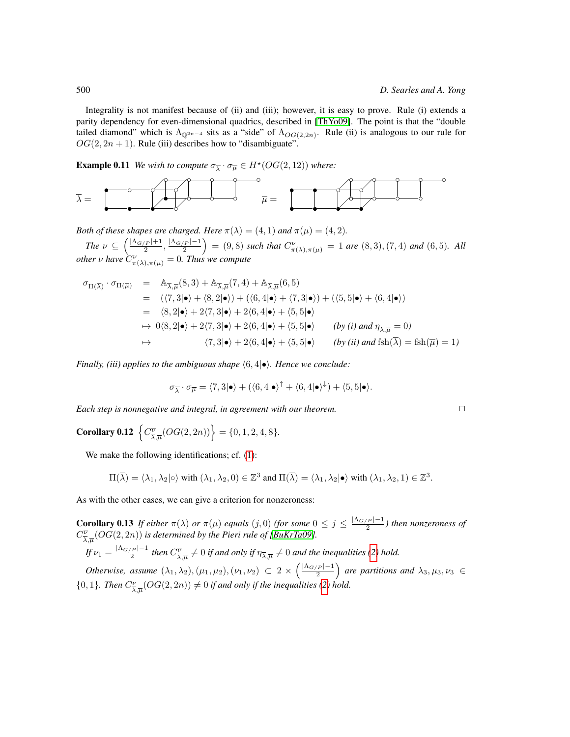Integrality is not manifest because of (ii) and (iii); however, it is easy to prove. Rule (i) extends a parity dependency for even-dimensional quadrics, described in [ThYo09]. The point is that the "double tailed diamond" which is $\Lambda_{\mathbb{Q}^{2n-4}}$ sits as a "side" of $\Lambda_{OG(2,2n)}$. Rule (ii) is analogous to our rule for $OG(2, 2n+1)$. Rule (iii) describes how to "disambiguate".

**Example 0.11** *We wish to compute $\sigma_{\overline{\lambda}} \cdot \sigma_{\overline{\mu}} \in H^{\star}(OG(2, 12))$ where:*

$\overline{\lambda} =$ $\quad\quad$ $\overline{\mu} =$

*Both of these shapes are charged. Here $\pi(\lambda) = (4, 1)$ and $\pi(\mu) = (4, 2)$.*

*The $\nu \subseteq \left(\frac{|\Lambda_{G/P}|+1}{2}, \frac{|\Lambda_{G/P}|-1}{2}\right) = (9, 8)$ such that $C^{\nu}_{\pi(\lambda),\pi(\mu)} = 1$ are $(8, 3), (7, 4)$ and $(6, 5)$. All other $\nu$ have $C^{\nu}_{\pi(\lambda),\pi(\mu)} = 0$. Thus we compute*

$$
\begin{aligned}
\sigma_{\Pi(\overline{\lambda})} \cdot \sigma_{\Pi(\overline{\mu})} &= \mathbb{A}_{\overline{\lambda},\overline{\mu}}(8,3) + \mathbb{A}_{\overline{\lambda},\overline{\mu}}(7,4) + \mathbb{A}_{\overline{\lambda},\overline{\mu}}(6,5) \\
&= (\langle 7,3|\bullet\rangle + \langle 8,2|\bullet\rangle) + (\langle 6,4|\bullet\rangle + \langle 7,3|\bullet\rangle) + (\langle 5,5|\bullet\rangle + \langle 6,4|\bullet\rangle) \\
&= \langle 8,2|\bullet\rangle + 2\langle 7,3|\bullet\rangle + 2\langle 6,4|\bullet\rangle + \langle 5,5|\bullet\rangle \\
&\mapsto 0\langle 8,2|\bullet\rangle + 2\langle 7,3|\bullet\rangle + 2\langle 6,4|\bullet\rangle + \langle 5,5|\bullet\rangle \qquad \text{(by (i) and } \eta_{\overline{\lambda},\overline{\mu}} = 0\text{)} \\
&\mapsto \langle 7,3|\bullet\rangle + 2\langle 6,4|\bullet\rangle + \langle 5,5|\bullet\rangle \qquad \text{(by (ii) and } \mathrm{fsh}(\overline{\lambda}) = \mathrm{fsh}(\overline{\mu}) = 1\text{)}
\end{aligned}
$$

*Finally, (iii) applies to the ambiguous shape $\langle 6, 4|\bullet\rangle$. Hence we conclude:*

$$\sigma_{\overline{\lambda}} \cdot \sigma_{\overline{\mu}} = \langle 7,3|\bullet\rangle + (\langle 6,4|\bullet\rangle^{\uparrow} + \langle 6,4|\bullet\rangle^{\downarrow}) + \langle 5,5|\bullet\rangle.$$

*Each step is nonnegative and integral, in agreement with our theorem.* □

**Corollary 0.12** $\left\{C^{\overline{\nu}}_{\overline{\lambda},\overline{\mu}}(OG(2, 2n))\right\} = \{0, 1, 2, 4, 8\}$.

We make the following identifications; cf. (1):

$$\Pi(\overline{\lambda}) = \langle \lambda_1, \lambda_2|\circ\rangle \text{ with } (\lambda_1, \lambda_2, 0) \in \mathbb{Z}^3 \text{ and } \Pi(\overline{\lambda}) = \langle \lambda_1, \lambda_2|\bullet\rangle \text{ with } (\lambda_1, \lambda_2, 1) \in \mathbb{Z}^3.$$

As with the other cases, we can give a criterion for nonzeroness:

**Corollary 0.13** *If either $\pi(\lambda)$ or $\pi(\mu)$ equals $(j, 0)$ (for some $0 \leq j \leq \frac{|\Lambda_{G/P}|-1}{2}$) then nonzeroness of $C^{\overline{\nu}}_{\overline{\lambda},\overline{\mu}}(OG(2, 2n))$ is determined by the Pieri rule of [BuKrTa09].*

*If $\nu_1 = \frac{|\Lambda_{G/P}|-1}{2}$ then $C^{\overline{\nu}}_{\overline{\lambda},\overline{\mu}} \neq 0$ if and only if $\eta_{\overline{\lambda},\overline{\mu}} \neq 0$ and the inequalities (2) hold.*

*Otherwise, assume $(\lambda_1, \lambda_2), (\mu_1, \mu_2), (\nu_1, \nu_2) \subset 2 \times \left(\frac{|\Lambda_{G/P}|-1}{2}\right)$ are partitions and $\lambda_3, \mu_3, \nu_3 \in \{0, 1\}$. Then $C^{\overline{\nu}}_{\overline{\lambda},\overline{\mu}}(OG(2, 2n)) \neq 0$ if and only if the inequalities (2) hold.*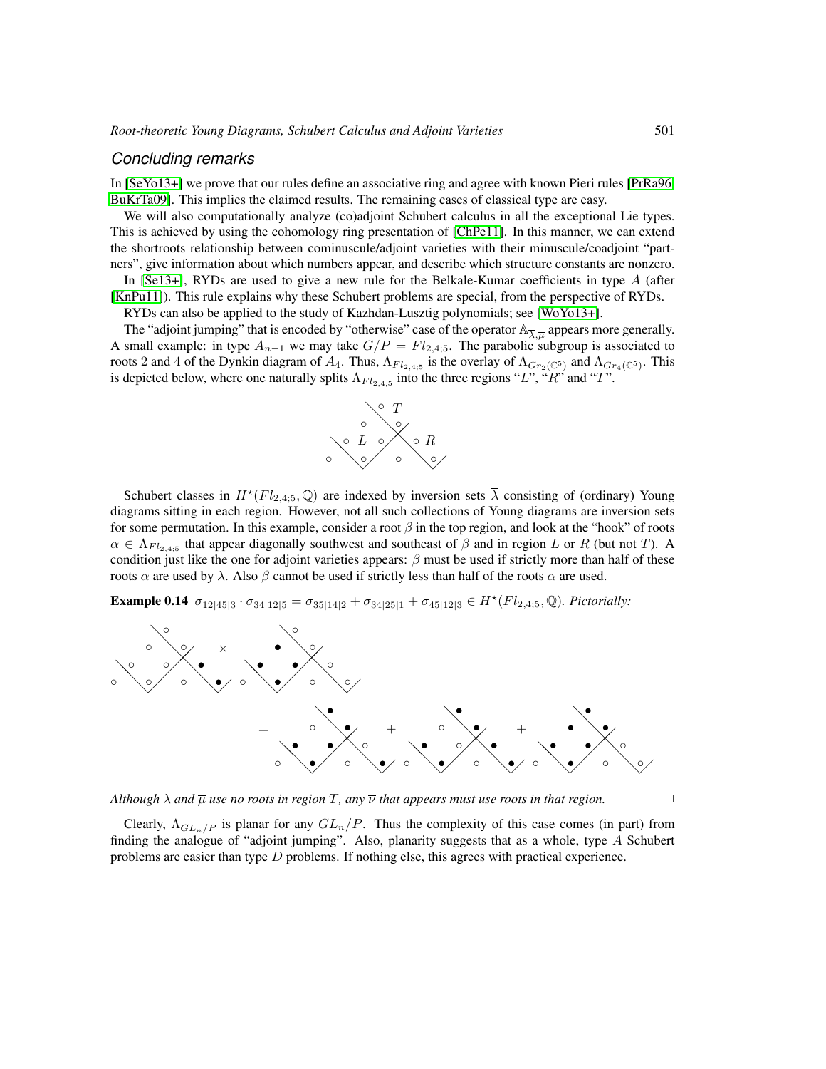## Concluding remarks

In [SeYo13+] we prove that our rules define an associative ring and agree with known Pieri rules [PrRa96, BuKrTa09]. This implies the claimed results. The remaining cases of classical type are easy.

We will also computationally analyze (co)adjoint Schubert calculus in all the exceptional Lie types. This is achieved by using the cohomology ring presentation of [ChPe11]. In this manner, we can extend the shortroots relationship between cominuscule/adjoint varieties with their minuscule/coadjoint "partners", give information about which numbers appear, and describe which structure constants are nonzero.

In [Se13+], RYDs are used to give a new rule for the Belkale-Kumar coefficients in type $A$ (after [KnPu11]). This rule explains why these Schubert problems are special, from the perspective of RYDs.

RYDs can also be applied to the study of Kazhdan-Lusztig polynomials; see [WoYo13+].

The "adjoint jumping" that is encoded by "otherwise" case of the operator $\mathbb{A}_{\overline{\lambda},\overline{\mu}}$ appears more generally. A small example: in type $A_{n-1}$ we may take $G/P = Fl_{2,4;5}$. The parabolic subgroup is associated to roots 2 and 4 of the Dynkin diagram of $A_4$. Thus, $\Lambda_{Fl_{2,4;5}}$ is the overlay of $\Lambda_{Gr_2(\mathbb{C}^5)}$ and $\Lambda_{Gr_4(\mathbb{C}^5)}$. This is depicted below, where one naturally splits $\Lambda_{Fl_{2,4;5}}$ into the three regions "$L$", "$R$" and "$T$".

Schubert classes in $H^\star(Fl_{2,4;5}, \mathbb{Q})$ are indexed by inversion sets $\overline{\lambda}$ consisting of (ordinary) Young diagrams sitting in each region. However, not all such collections of Young diagrams are inversion sets for some permutation. In this example, consider a root $\beta$ in the top region, and look at the "hook" of roots $\alpha \in \Lambda_{Fl_{2,4;5}}$ that appear diagonally southwest and southeast of $\beta$ and in region $L$ or $R$ (but not $T$). A condition just like the one for adjoint varieties appears: $\beta$ must be used if strictly more than half of these roots $\alpha$ are used by $\overline{\lambda}$. Also $\beta$ cannot be used if strictly less than half of the roots $\alpha$ are used.

**Example 0.14** *$\sigma_{12|45|3} \cdot \sigma_{34|12|5} = \sigma_{35|14|2} + \sigma_{34|25|1} + \sigma_{45|12|3} \in H^\star(Fl_{2,4;5}, \mathbb{Q})$. Pictorially:*

*Although $\overline{\lambda}$ and $\overline{\mu}$ use no roots in region $T$, any $\overline{\nu}$ that appears must use roots in that region.* □

Clearly, $\Lambda_{GL_n/P}$ is planar for any $GL_n/P$. Thus the complexity of this case comes (in part) from finding the analogue of "adjoint jumping". Also, planarity suggests that as a whole, type $A$ Schubert problems are easier than type $D$ problems. If nothing else, this agrees with practical experience.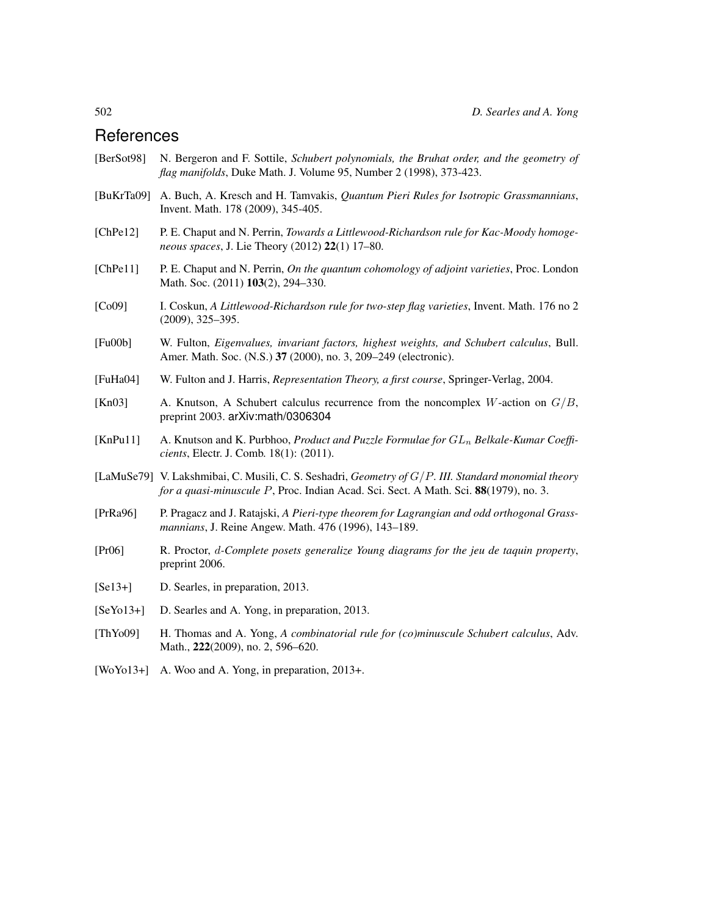## References

[BerSot98] N. Bergeron and F. Sottile, *Schubert polynomials, the Bruhat order, and the geometry of flag manifolds*, Duke Math. J. Volume 95, Number 2 (1998), 373-423.

[BuKrTa09] A. Buch, A. Kresch and H. Tamvakis, *Quantum Pieri Rules for Isotropic Grassmannians*, Invent. Math. 178 (2009), 345-405.

[ChPe12] P. E. Chaput and N. Perrin, *Towards a Littlewood-Richardson rule for Kac-Moody homogeneous spaces*, J. Lie Theory (2012) **22**(1) 17–80.

[ChPe11] P. E. Chaput and N. Perrin, *On the quantum cohomology of adjoint varieties*, Proc. London Math. Soc. (2011) **103**(2), 294–330.

[Co09] I. Coskun, *A Littlewood-Richardson rule for two-step flag varieties*, Invent. Math. 176 no 2 (2009), 325–395.

[Fu00b] W. Fulton, *Eigenvalues, invariant factors, highest weights, and Schubert calculus*, Bull. Amer. Math. Soc. (N.S.) **37** (2000), no. 3, 209–249 (electronic).

[FuHa04] W. Fulton and J. Harris, *Representation Theory, a first course*, Springer-Verlag, 2004.

[Kn03] A. Knutson, A Schubert calculus recurrence from the noncomplex $W$-action on $G/B$, preprint 2003. arXiv:math/0306304

[KnPu11] A. Knutson and K. Purbhoo, *Product and Puzzle Formulae for $GL_n$ Belkale-Kumar Coefficients*, Electr. J. Comb. 18(1): (2011).

[LaMuSe79] V. Lakshmibai, C. Musili, C. S. Seshadri, *Geometry of $G/P$. III. Standard monomial theory for a quasi-minuscule $P$*, Proc. Indian Acad. Sci. Sect. A Math. Sci. **88**(1979), no. 3.

[PrRa96] P. Pragacz and J. Ratajski, *A Pieri-type theorem for Lagrangian and odd orthogonal Grassmannians*, J. Reine Angew. Math. 476 (1996), 143–189.

[Pr06] R. Proctor, *$d$-Complete posets generalize Young diagrams for the jeu de taquin property*, preprint 2006.

[Se13+] D. Searles, in preparation, 2013.

[SeYo13+] D. Searles and A. Yong, in preparation, 2013.

[ThYo09] H. Thomas and A. Yong, *A combinatorial rule for (co)minuscule Schubert calculus*, Adv. Math., **222**(2009), no. 2, 596–620.

[WoYo13+] A. Woo and A. Yong, in preparation, 2013+.